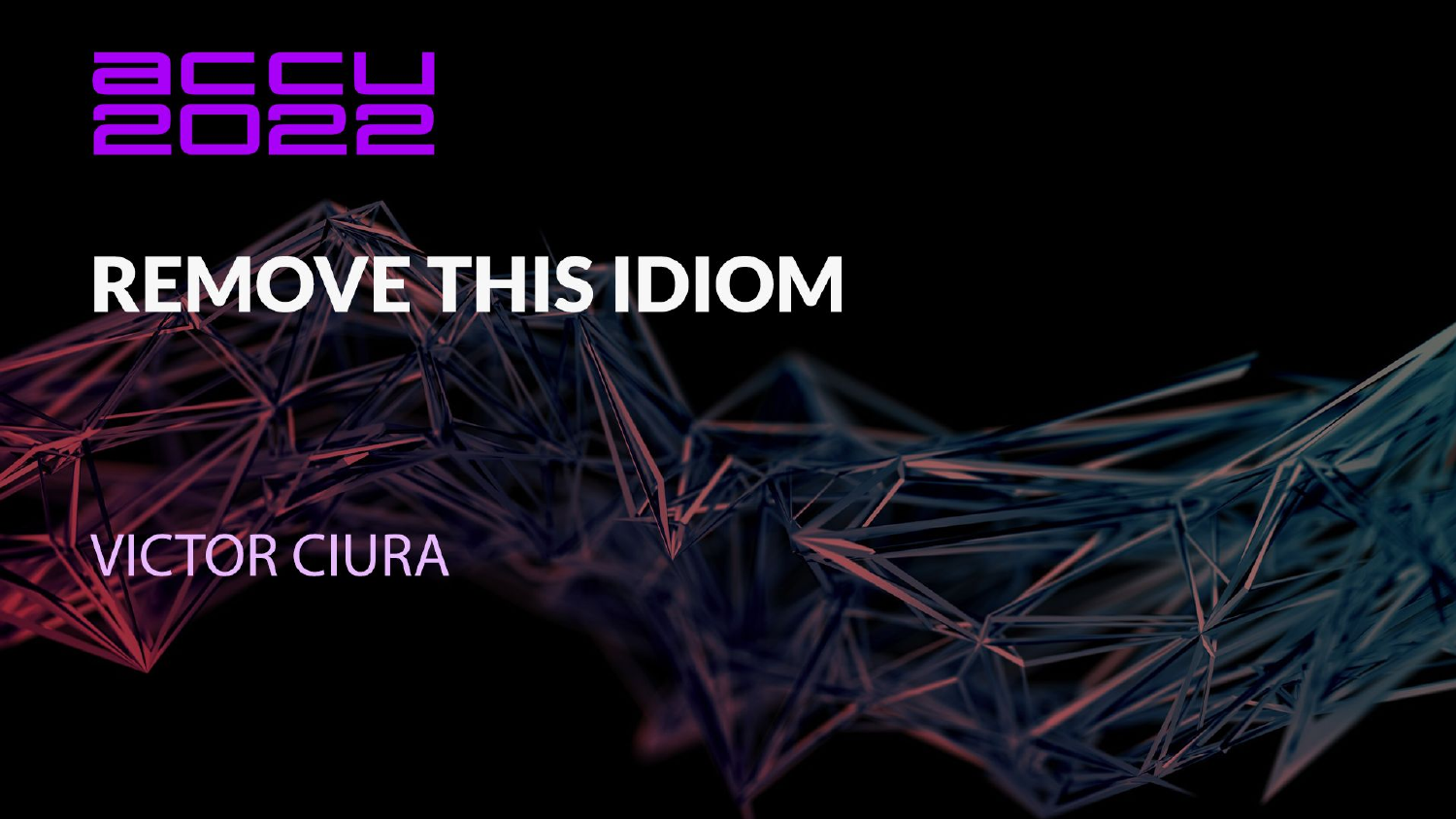accu
2022

# REMOVE THIS IDIOM

VICTOR CIURA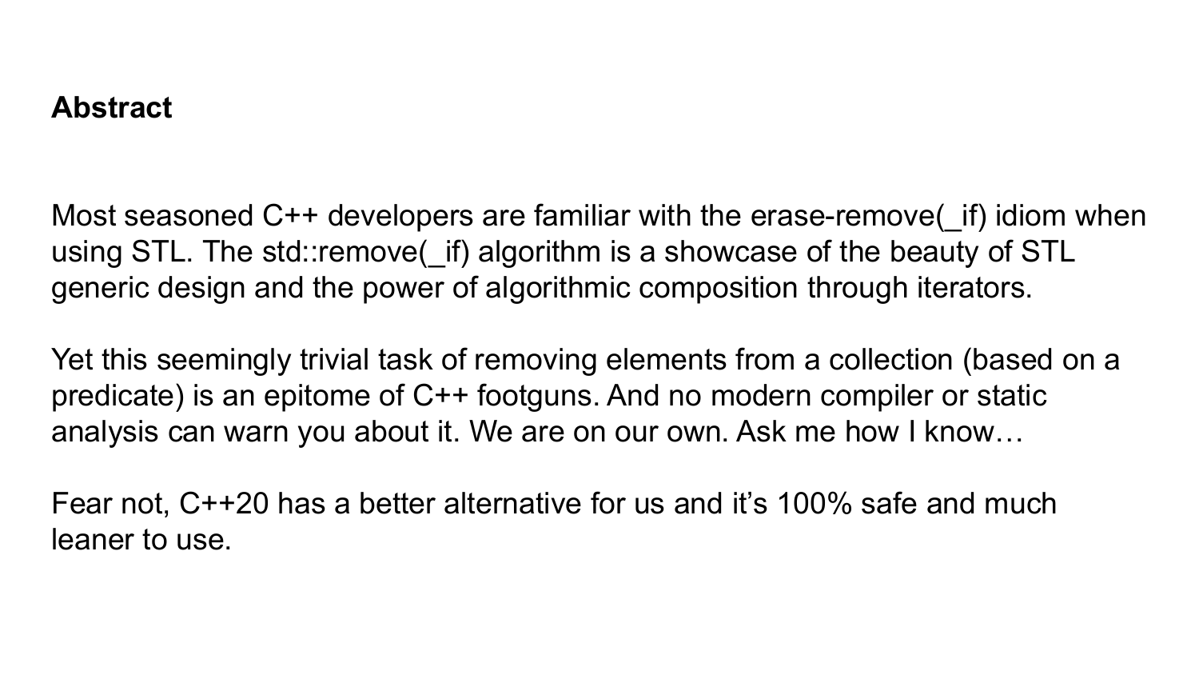## Abstract

Most seasoned C++ developers are familiar with the erase-remove(_if) idiom when using STL. The std::remove(_if) algorithm is a showcase of the beauty of STL generic design and the power of algorithmic composition through iterators.

Yet this seemingly trivial task of removing elements from a collection (based on a predicate) is an epitome of C++ footguns. And no modern compiler or static analysis can warn you about it. We are on our own. Ask me how I know…

Fear not, C++20 has a better alternative for us and it's 100% safe and much leaner to use.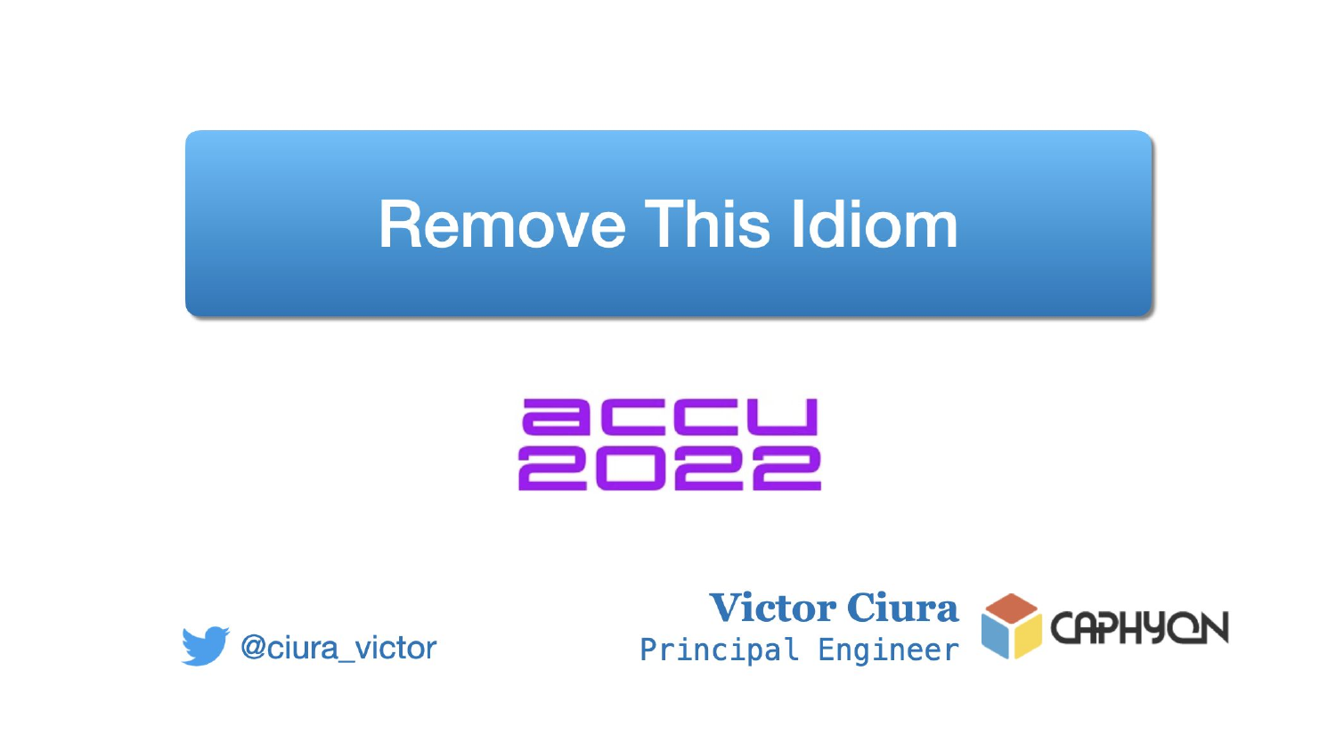# Remove This Idiom

accu 2022

@ciura_victor

**Victor Ciura**
Principal Engineer

CAPHYON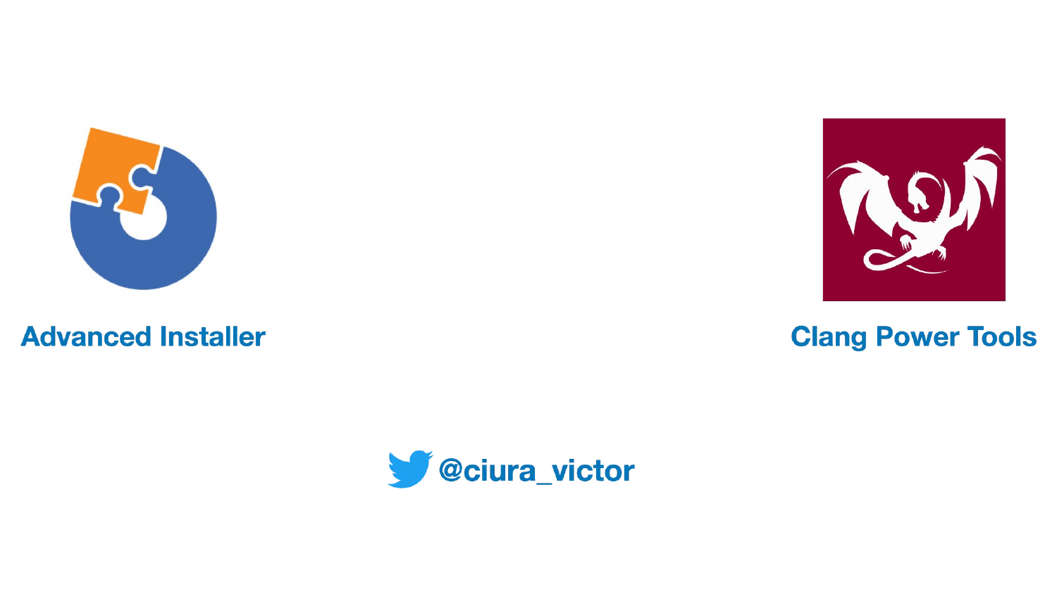**Advanced Installer**

**Clang Power Tools**

**@ciura_victor**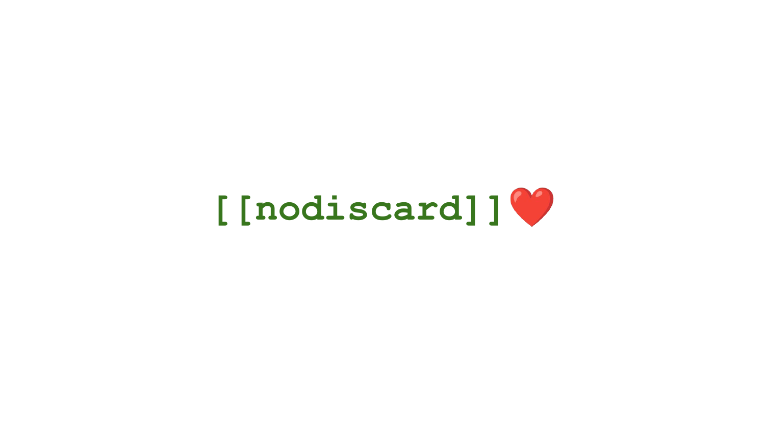`[[nodiscard]]`❤️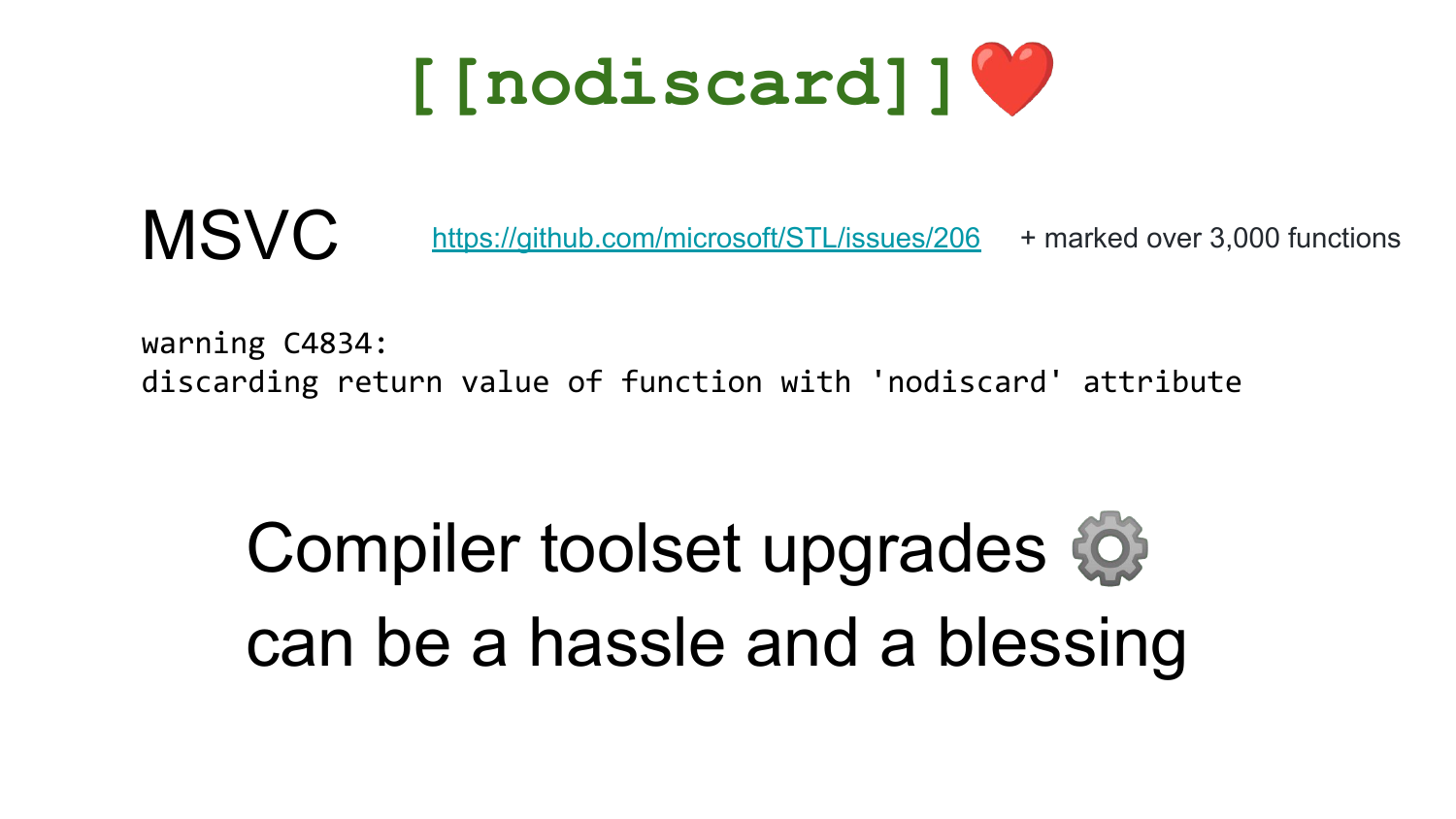# [[nodiscard]]❤️

## MSVC

https://github.com/microsoft/STL/issues/206 + marked over 3,000 functions

```
warning C4834:
discarding return value of function with 'nodiscard' attribute
```

Compiler toolset upgrades ⚙️
can be a hassle and a blessing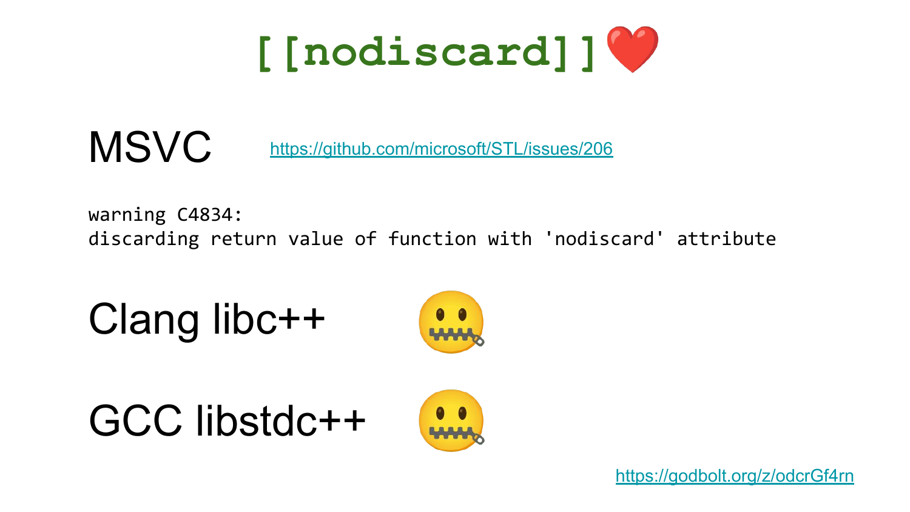# [[nodiscard]]❤️

MSVC https://github.com/microsoft/STL/issues/206

```
warning C4834:
discarding return value of function with 'nodiscard' attribute
```

Clang libc++ 🤐

GCC libstdc++ 🤐

https://godbolt.org/z/odcrGf4rn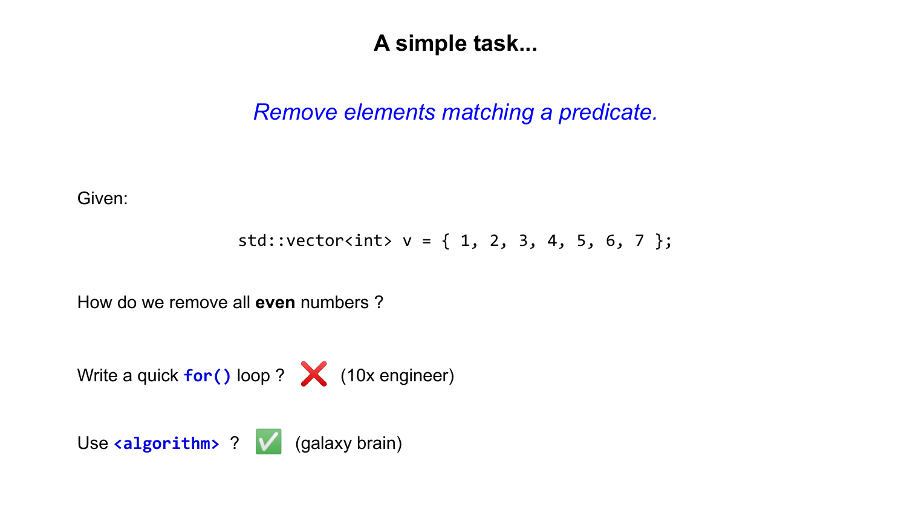# A simple task...

*Remove elements matching a predicate.*

Given:

```
std::vector<int> v = { 1, 2, 3, 4, 5, 6, 7 };
```

How do we remove all **even** numbers ?

Write a quick `for()` loop ? ❌ (10x engineer)

Use `<algorithm>` ? ✅ (galaxy brain)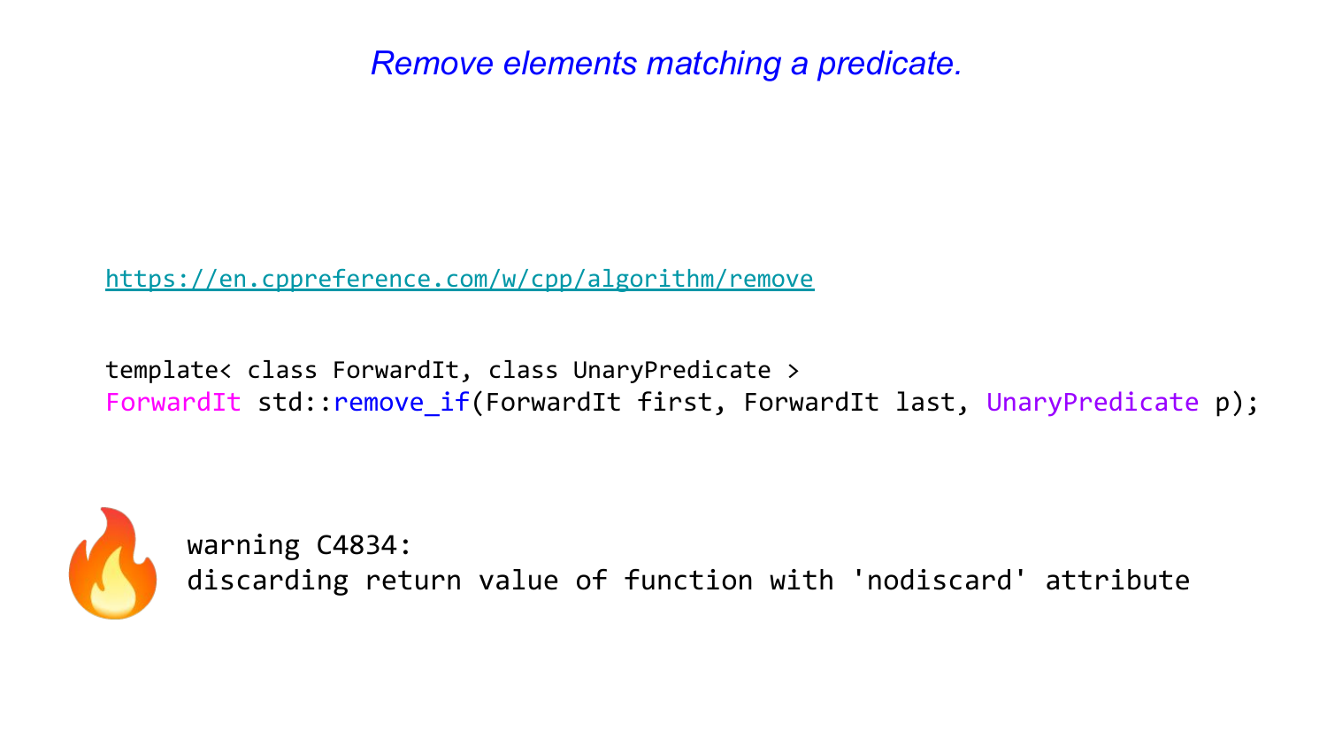*Remove elements matching a predicate.*

https://en.cppreference.com/w/cpp/algorithm/remove

```
template< class ForwardIt, class UnaryPredicate >
ForwardIt std::remove_if(ForwardIt first, ForwardIt last, UnaryPredicate p);
```

🔥

```
warning C4834:
discarding return value of function with 'nodiscard' attribute
```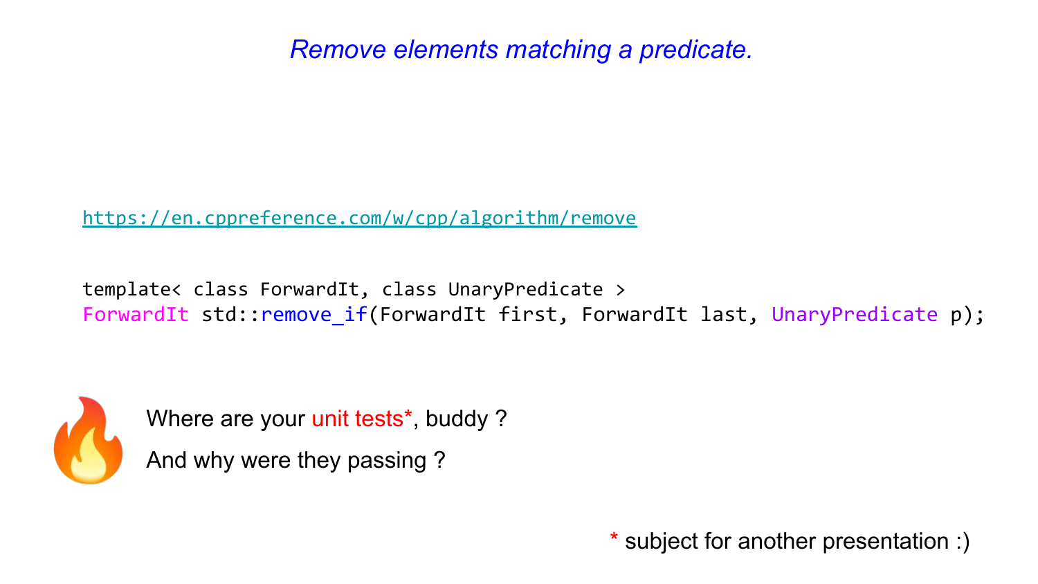*Remove elements matching a predicate.*

https://en.cppreference.com/w/cpp/algorithm/remove

```
template< class ForwardIt, class UnaryPredicate >
ForwardIt std::remove_if(ForwardIt first, ForwardIt last, UnaryPredicate p);
```

🔥 Where are your unit tests*, buddy ?

And why were they passing ?

* subject for another presentation :)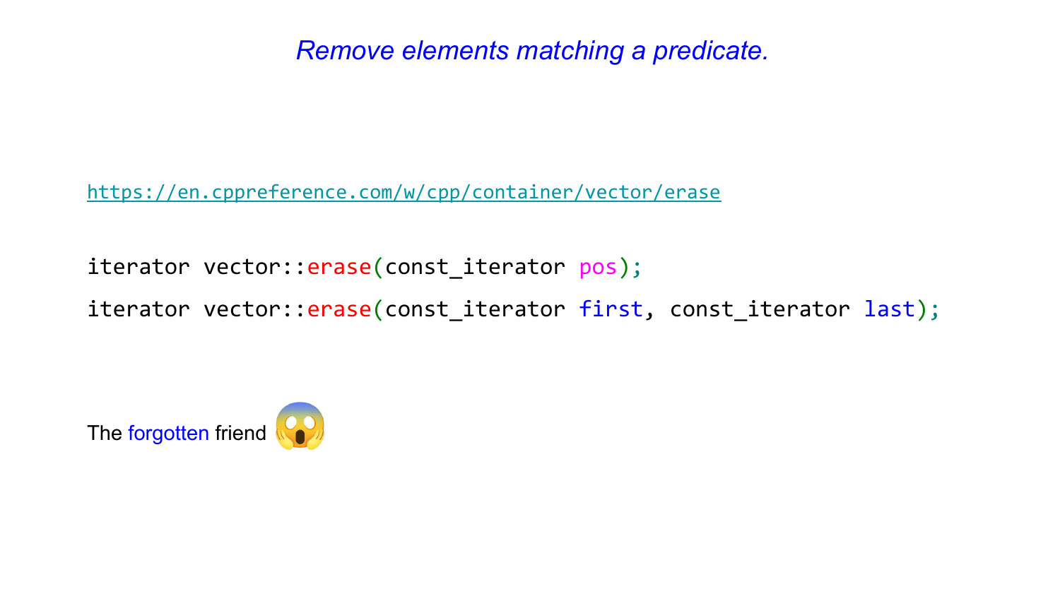*Remove elements matching a predicate.*

https://en.cppreference.com/w/cpp/container/vector/erase

```
iterator vector::erase(const_iterator pos);
iterator vector::erase(const_iterator first, const_iterator last);
```

The forgotten friend 😱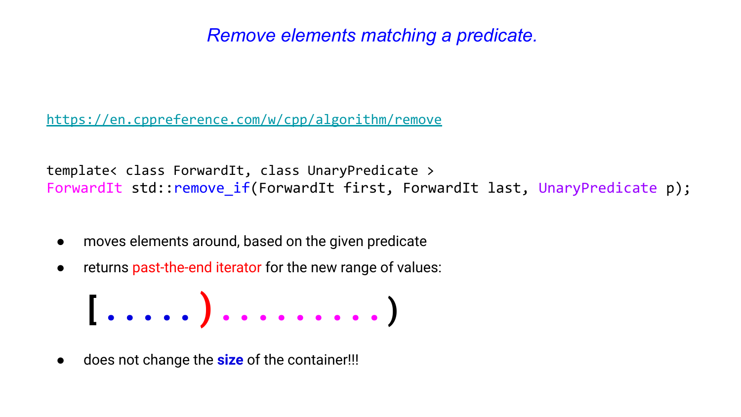# *Remove elements matching a predicate.*

https://en.cppreference.com/w/cpp/algorithm/remove

```
template< class ForwardIt, class UnaryPredicate >
ForwardIt std::remove_if(ForwardIt first, ForwardIt last, UnaryPredicate p);
```

- moves elements around, based on the given predicate
- returns past-the-end iterator for the new range of values:

  [ . . . . . ) . . . . . . . . . )

- does not change the **size** of the container!!!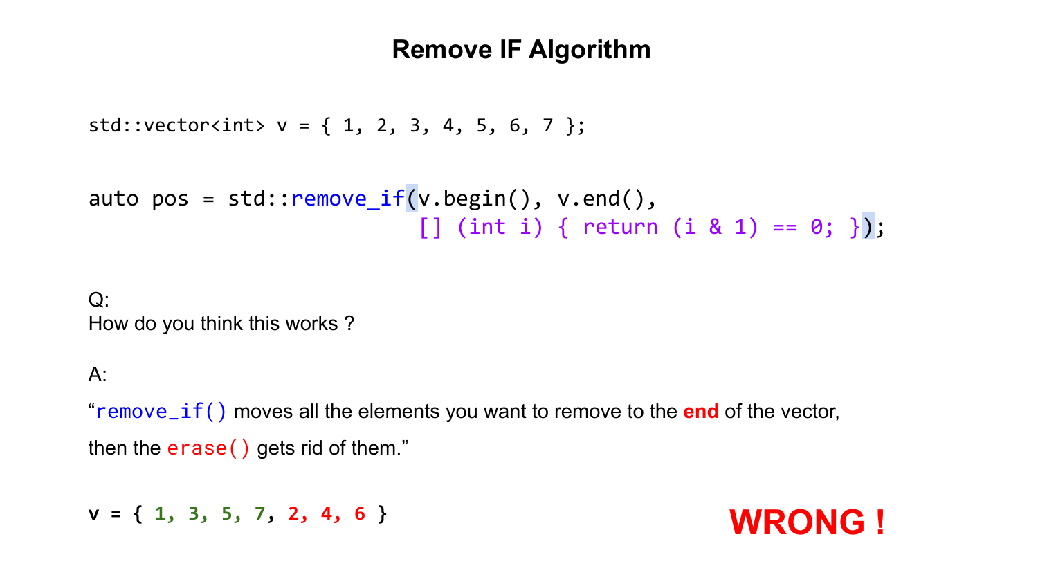# Remove IF Algorithm

```
std::vector<int> v = { 1, 2, 3, 4, 5, 6, 7 };
```

```
auto pos = std::remove_if(v.begin(), v.end(),
                          [] (int i) { return (i & 1) == 0; });
```

Q:
How do you think this works ?

A:

"`remove_if()` moves all the elements you want to remove to the **end** of the vector,

then the `erase()` gets rid of them."

```
v = { 1, 3, 5, 7, 2, 4, 6 }
```

**WRONG !**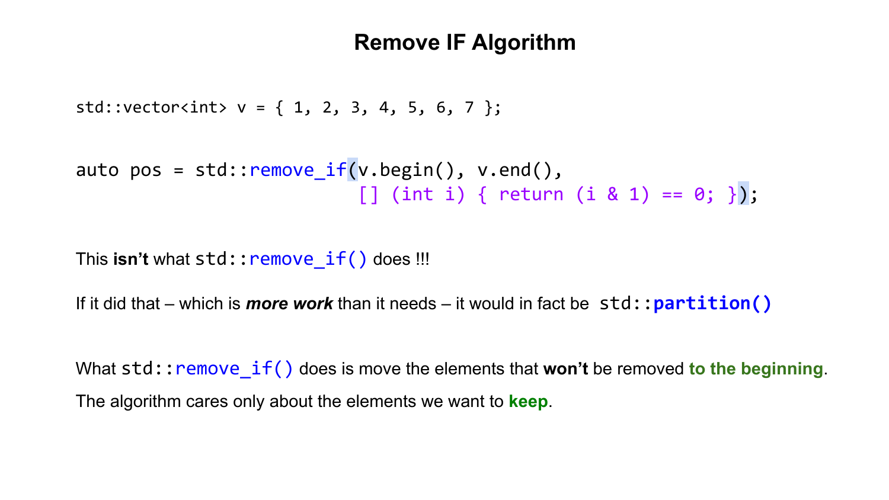# Remove IF Algorithm

```
std::vector<int> v = { 1, 2, 3, 4, 5, 6, 7 };
```

```
auto pos = std::remove_if(v.begin(), v.end(),
                          [] (int i) { return (i & 1) == 0; });
```

This **isn't** what `std::remove_if()` does !!!

If it did that – which is ***more work*** than it needs – it would in fact be `std::partition()`

What `std::remove_if()` does is move the elements that **won't** be removed **to the beginning**.

The algorithm cares only about the elements we want to **keep**.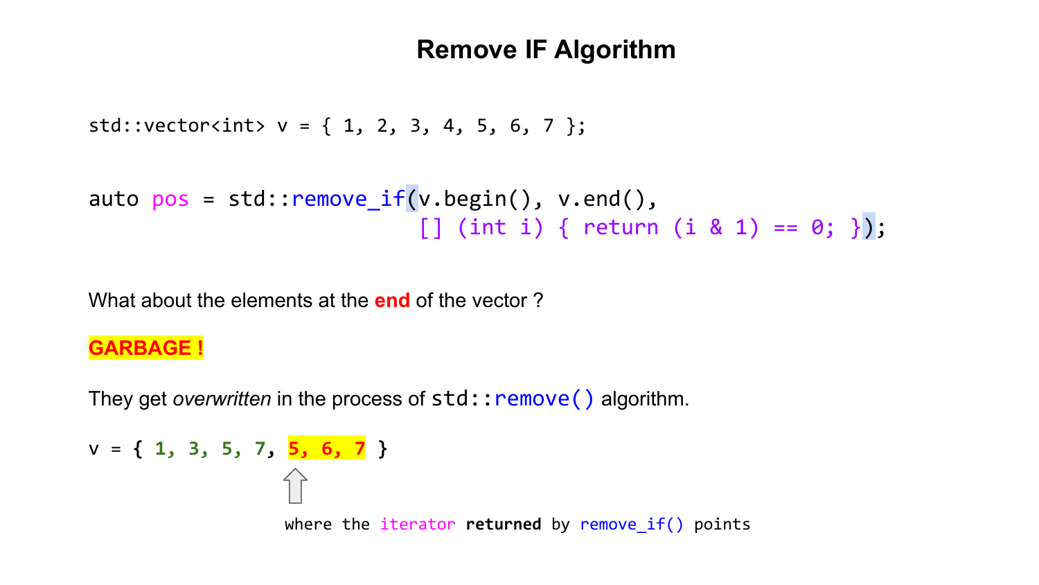# Remove IF Algorithm

```
std::vector<int> v = { 1, 2, 3, 4, 5, 6, 7 };
```

```
auto pos = std::remove_if(v.begin(), v.end(),
                          [] (int i) { return (i & 1) == 0; });
```

What about the elements at the **end** of the vector ?

**GARBAGE !**

They get *overwritten* in the process of `std::remove()` algorithm.

```
v = { 1, 3, 5, 7, 5, 6, 7 }
```

where the iterator **returned** by `remove_if()` points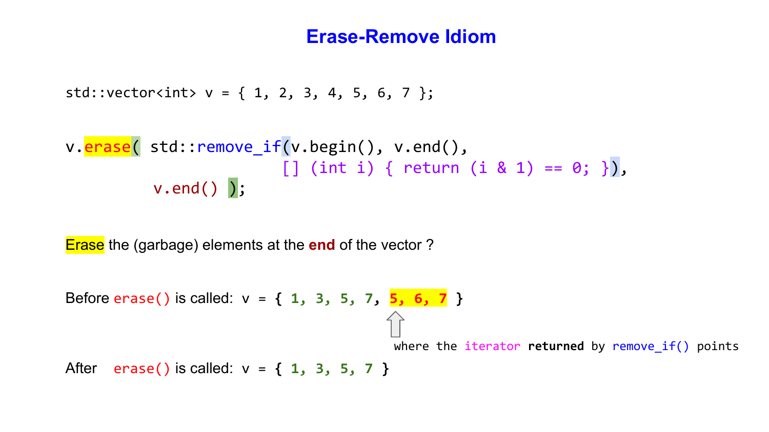# Erase-Remove Idiom

```
std::vector<int> v = { 1, 2, 3, 4, 5, 6, 7 };
```

```
v.erase( std::remove_if(v.begin(), v.end(),
                        [] (int i) { return (i & 1) == 0; }),
         v.end() );
```

Erase the (garbage) elements at the **end** of the vector ?

Before `erase()` is called: v = **{ 1, 3, 5, 7, 5, 6, 7 }**

where the iterator **returned** by `remove_if()` points

After `erase()` is called: v = **{ 1, 3, 5, 7 }**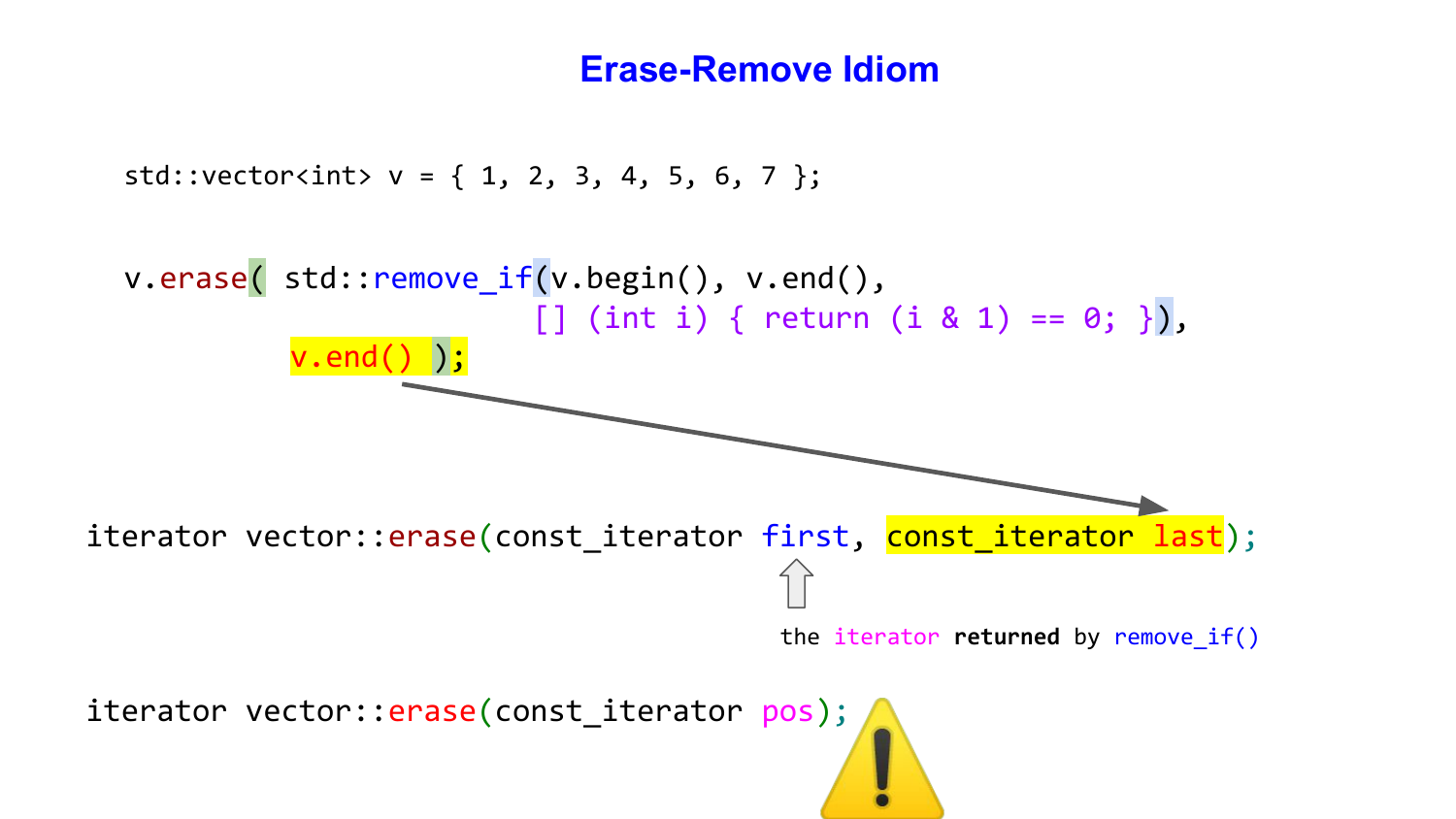# Erase-Remove Idiom

```
std::vector<int> v = { 1, 2, 3, 4, 5, 6, 7 };
```

```
v.erase( std::remove_if(v.begin(), v.end(),
                        [] (int i) { return (i & 1) == 0; }),
        v.end() );
```

```
iterator vector::erase(const_iterator first, const_iterator last);
```

the iterator **returned** by remove_if()

```
iterator vector::erase(const_iterator pos);
```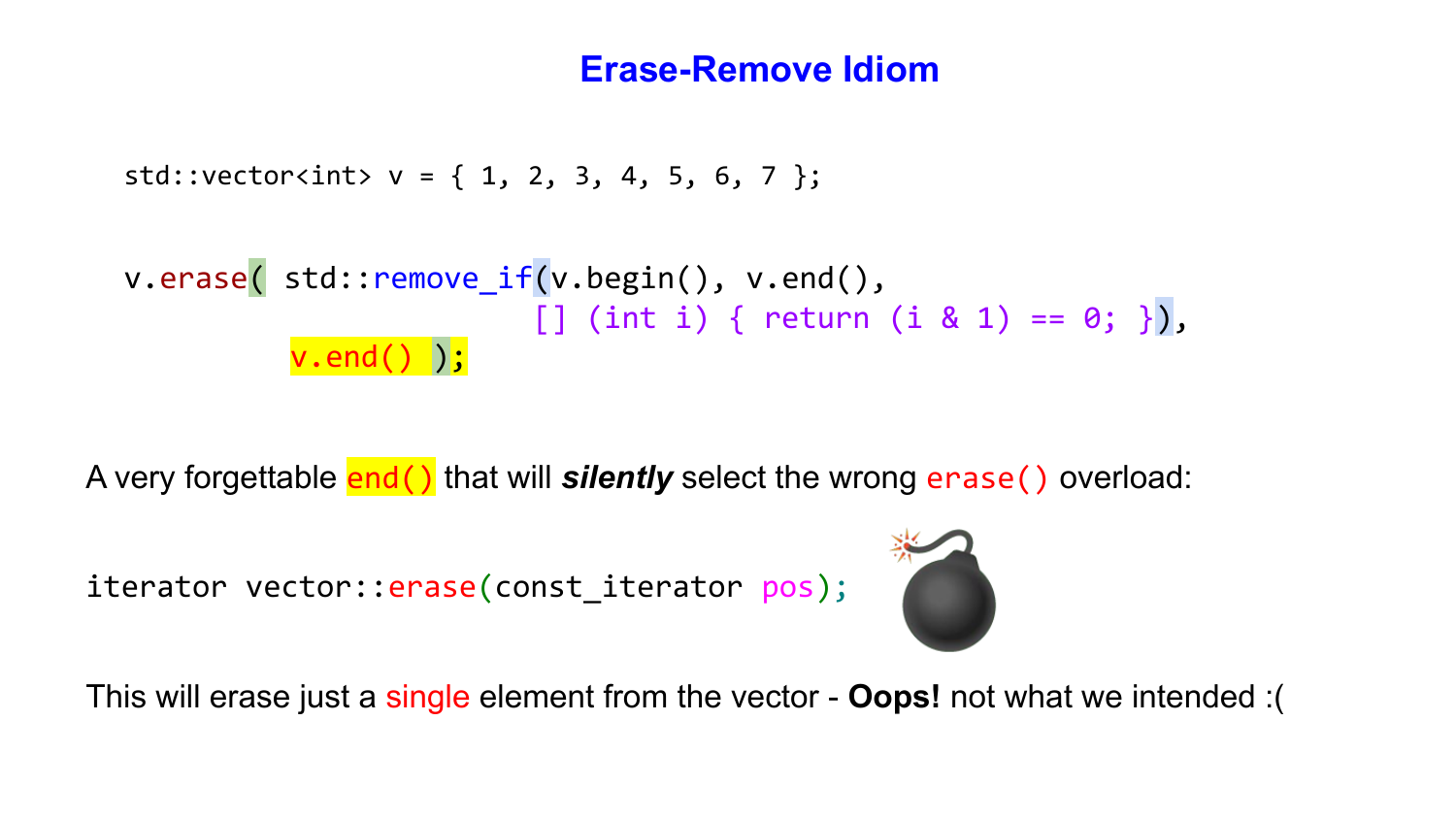# Erase-Remove Idiom

```
std::vector<int> v = { 1, 2, 3, 4, 5, 6, 7 };

v.erase( std::remove_if(v.begin(), v.end(),
                        [] (int i) { return (i & 1) == 0; }),
        v.end() );
```

A very forgettable `end()` that will ***silently*** select the wrong `erase()` overload:

```
iterator vector::erase(const_iterator pos);
```

This will erase just a single element from the vector - **Oops!** not what we intended :(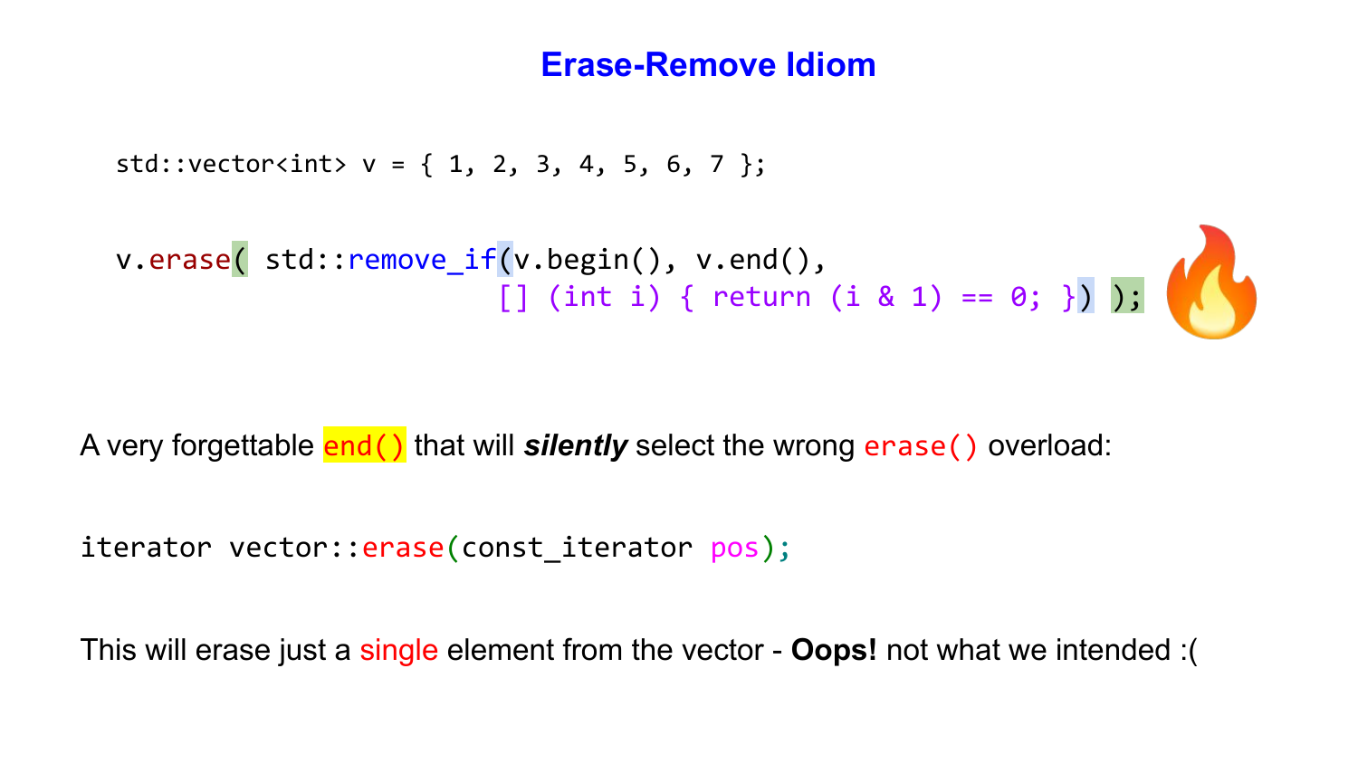# Erase-Remove Idiom

```
std::vector<int> v = { 1, 2, 3, 4, 5, 6, 7 };

v.erase( std::remove_if(v.begin(), v.end(),
                        [] (int i) { return (i & 1) == 0; }) );
```

A very forgettable `end()` that will ***silently*** select the wrong `erase()` overload:

```
iterator vector::erase(const_iterator pos);
```

This will erase just a single element from the vector - **Oops!** not what we intended :(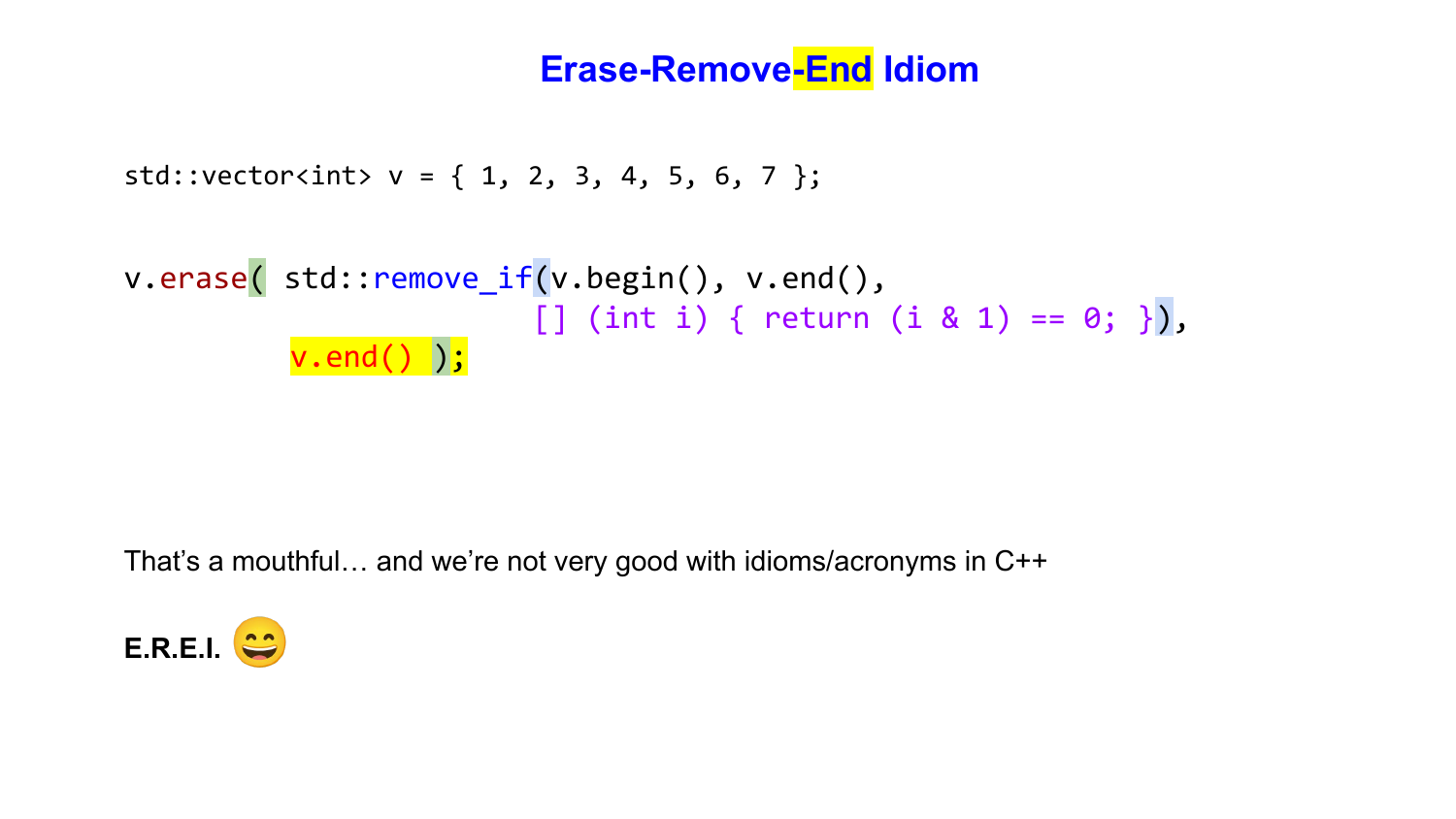# Erase-Remove-End Idiom

```
std::vector<int> v = { 1, 2, 3, 4, 5, 6, 7 };
```

```
v.erase( std::remove_if(v.begin(), v.end(),
                        [] (int i) { return (i & 1) == 0; }),
        v.end() );
```

That's a mouthful… and we're not very good with idioms/acronyms in C++

**E.R.E.I.** 😄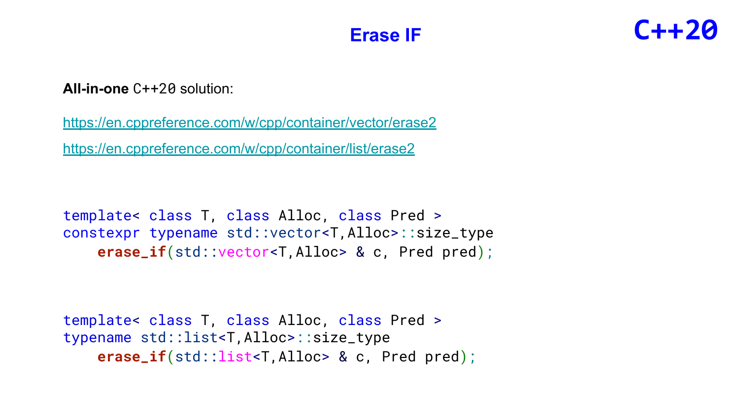# Erase IF

C++20

**All-in-one** C++20 solution:

https://en.cppreference.com/w/cpp/container/vector/erase2

https://en.cppreference.com/w/cpp/container/list/erase2

```
template< class T, class Alloc, class Pred >
constexpr typename std::vector<T,Alloc>::size_type
    erase_if(std::vector<T,Alloc> & c, Pred pred);
```

```
template< class T, class Alloc, class Pred >
typename std::list<T,Alloc>::size_type
    erase_if(std::list<T,Alloc> & c, Pred pred);
```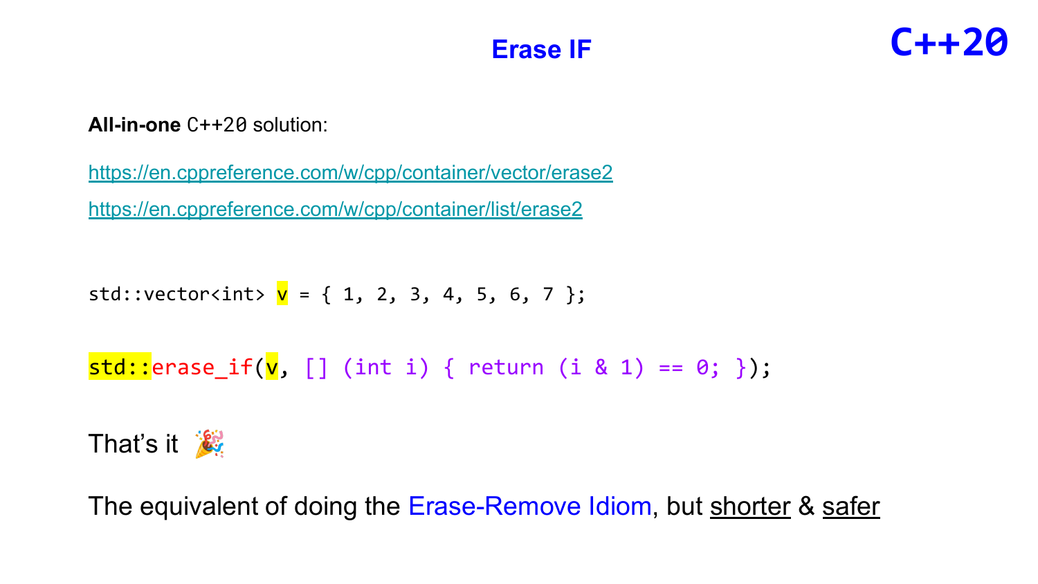# Erase IF

**C++20**

**All-in-one** `C++20` solution:

https://en.cppreference.com/w/cpp/container/vector/erase2

https://en.cppreference.com/w/cpp/container/list/erase2

```
std::vector<int> v = { 1, 2, 3, 4, 5, 6, 7 };

std::erase_if(v, [] (int i) { return (i & 1) == 0; });
```

That’s it 🎉

The equivalent of doing the Erase-Remove Idiom, but shorter & safer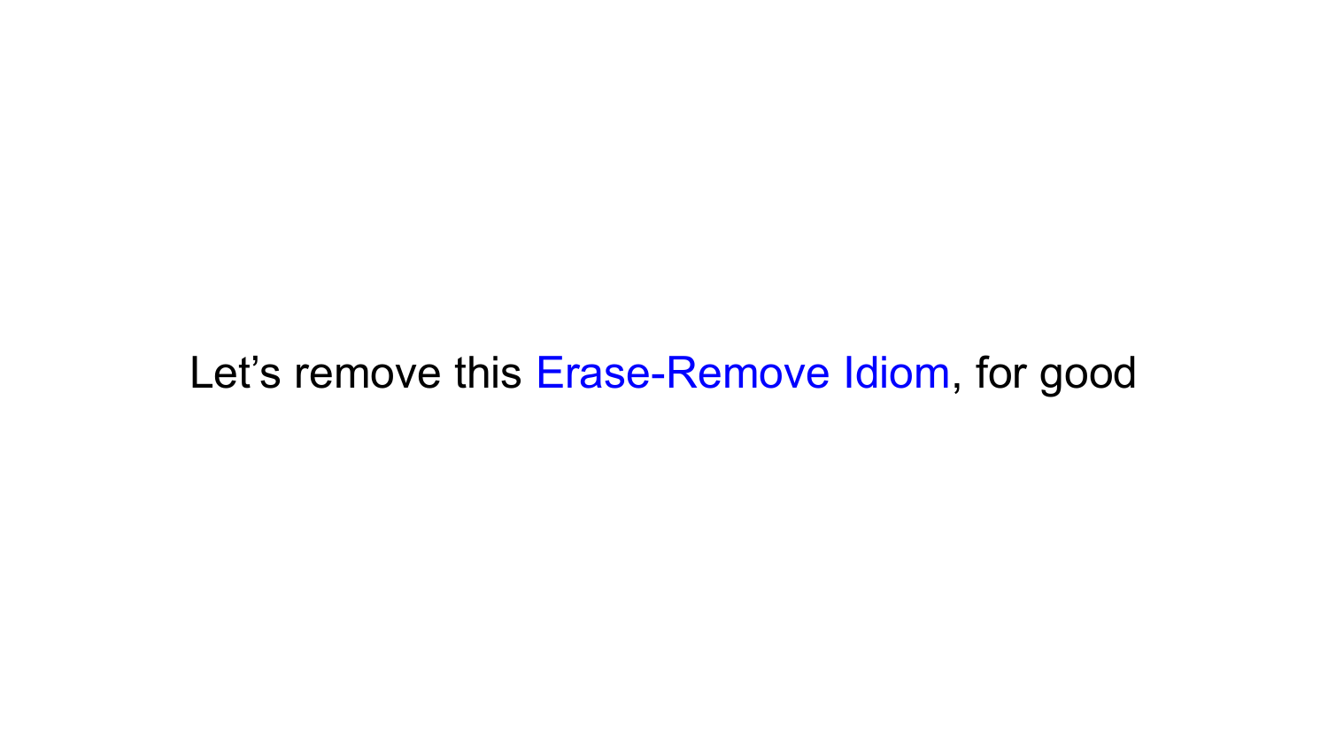Let’s remove this Erase-Remove Idiom, for good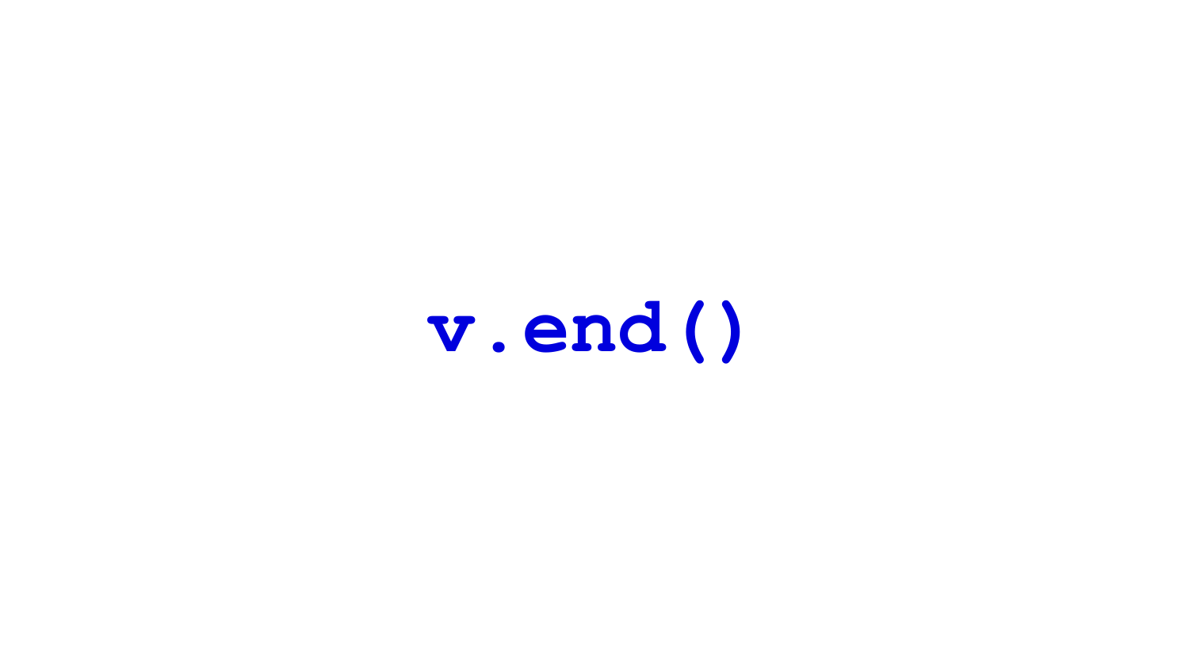```
v.end()
```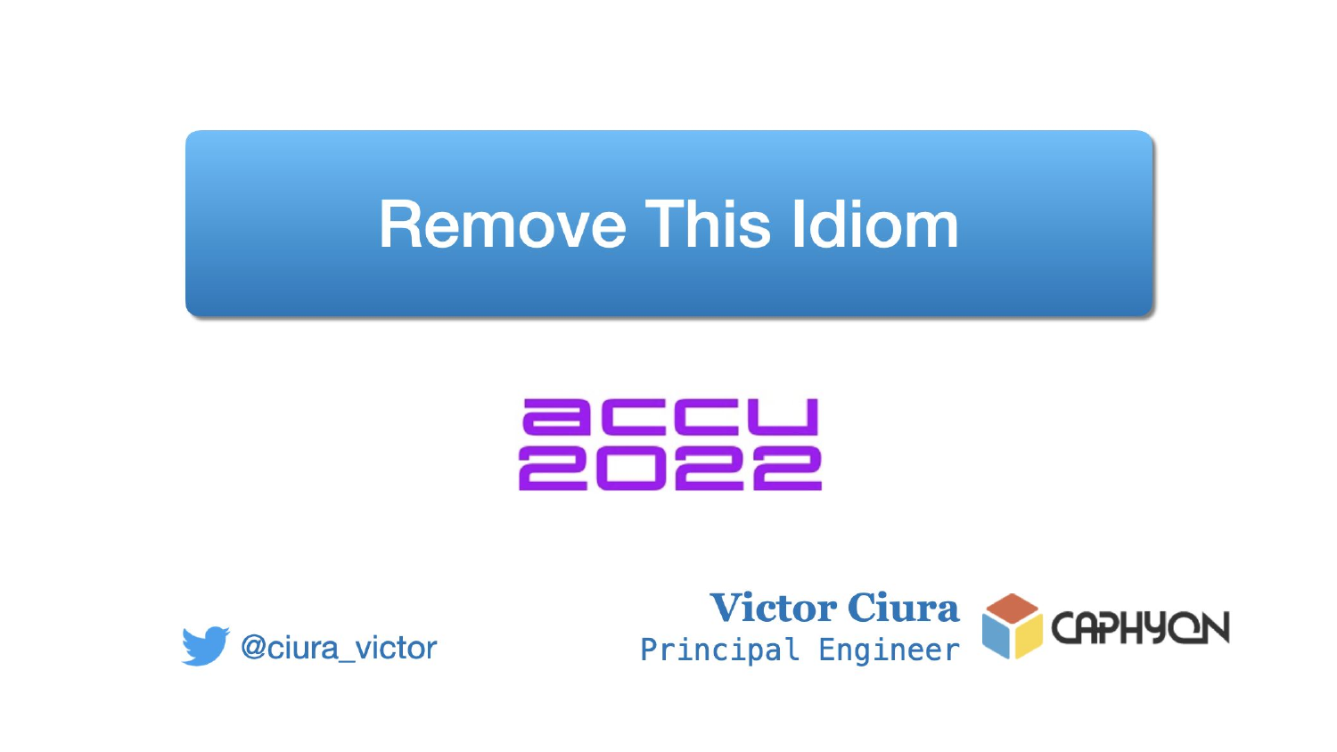# Remove This Idiom

accu 2022

@ciura_victor

**Victor Ciura**
Principal Engineer

CAPHYON